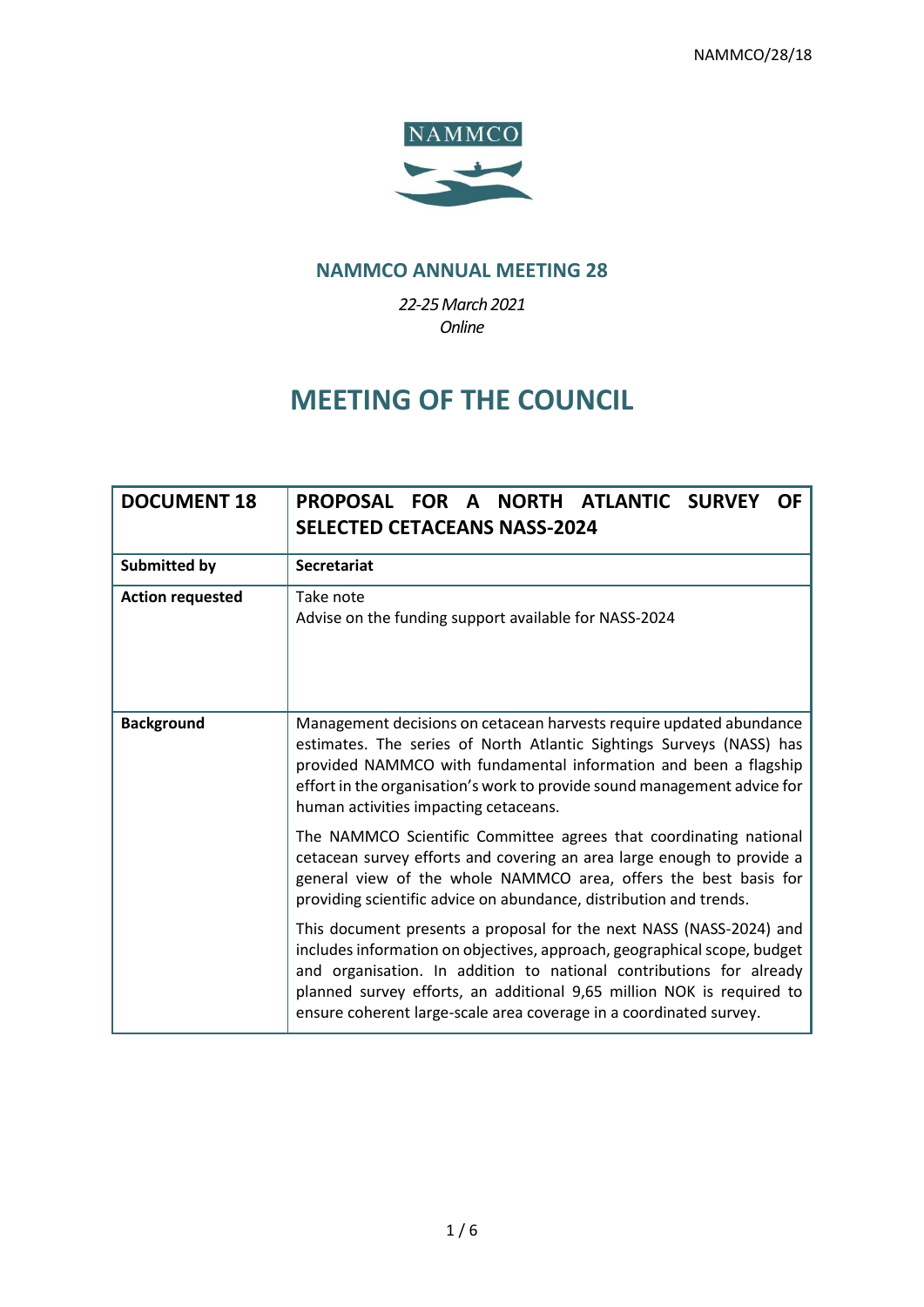NAMMCO/28/18

## NAMMCO ANNUAL MEETING 28

*22-25 March 2021*
*Online*

# MEETING OF THE COUNCIL

| **DOCUMENT 18** | **PROPOSAL FOR A NORTH ATLANTIC SURVEY OF SELECTED CETACEANS NASS-2024** |
|---|---|
| **Submitted by** | **Secretariat** |
| **Action requested** | Take note<br>Advise on the funding support available for NASS-2024 |
| **Background** | Management decisions on cetacean harvests require updated abundance estimates. The series of North Atlantic Sightings Surveys (NASS) has provided NAMMCO with fundamental information and been a flagship effort in the organisation's work to provide sound management advice for human activities impacting cetaceans.<br><br>The NAMMCO Scientific Committee agrees that coordinating national cetacean survey efforts and covering an area large enough to provide a general view of the whole NAMMCO area, offers the best basis for providing scientific advice on abundance, distribution and trends.<br><br>This document presents a proposal for the next NASS (NASS-2024) and includes information on objectives, approach, geographical scope, budget and organisation. In addition to national contributions for already planned survey efforts, an additional 9,65 million NOK is required to ensure coherent large-scale area coverage in a coordinated survey. |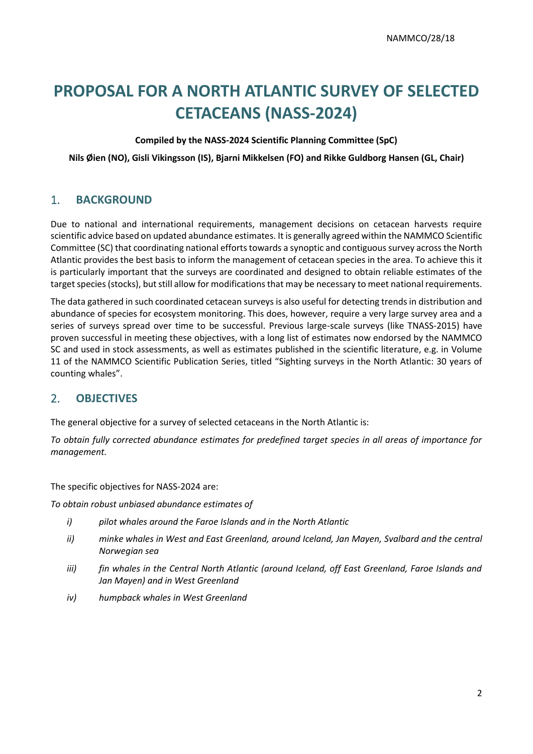# PROPOSAL FOR A NORTH ATLANTIC SURVEY OF SELECTED CETACEANS (NASS-2024)

**Compiled by the NASS-2024 Scientific Planning Committee (SpC)**

**Nils Øien (NO), Gisli Vikingsson (IS), Bjarni Mikkelsen (FO) and Rikke Guldborg Hansen (GL, Chair)**

## 1. BACKGROUND

Due to national and international requirements, management decisions on cetacean harvests require scientific advice based on updated abundance estimates. It is generally agreed within the NAMMCO Scientific Committee (SC) that coordinating national efforts towards a synoptic and contiguous survey across the North Atlantic provides the best basis to inform the management of cetacean species in the area. To achieve this it is particularly important that the surveys are coordinated and designed to obtain reliable estimates of the target species (stocks), but still allow for modifications that may be necessary to meet national requirements.

The data gathered in such coordinated cetacean surveys is also useful for detecting trends in distribution and abundance of species for ecosystem monitoring. This does, however, require a very large survey area and a series of surveys spread over time to be successful. Previous large-scale surveys (like TNASS-2015) have proven successful in meeting these objectives, with a long list of estimates now endorsed by the NAMMCO SC and used in stock assessments, as well as estimates published in the scientific literature, e.g. in Volume 11 of the NAMMCO Scientific Publication Series, titled "Sighting surveys in the North Atlantic: 30 years of counting whales".

## 2. OBJECTIVES

The general objective for a survey of selected cetaceans in the North Atlantic is:

*To obtain fully corrected abundance estimates for predefined target species in all areas of importance for management.*

The specific objectives for NASS-2024 are:

*To obtain robust unbiased abundance estimates of*

- *i) pilot whales around the Faroe Islands and in the North Atlantic*
- *ii) minke whales in West and East Greenland, around Iceland, Jan Mayen, Svalbard and the central Norwegian sea*
- *iii) fin whales in the Central North Atlantic (around Iceland, off East Greenland, Faroe Islands and Jan Mayen) and in West Greenland*
- *iv) humpback whales in West Greenland*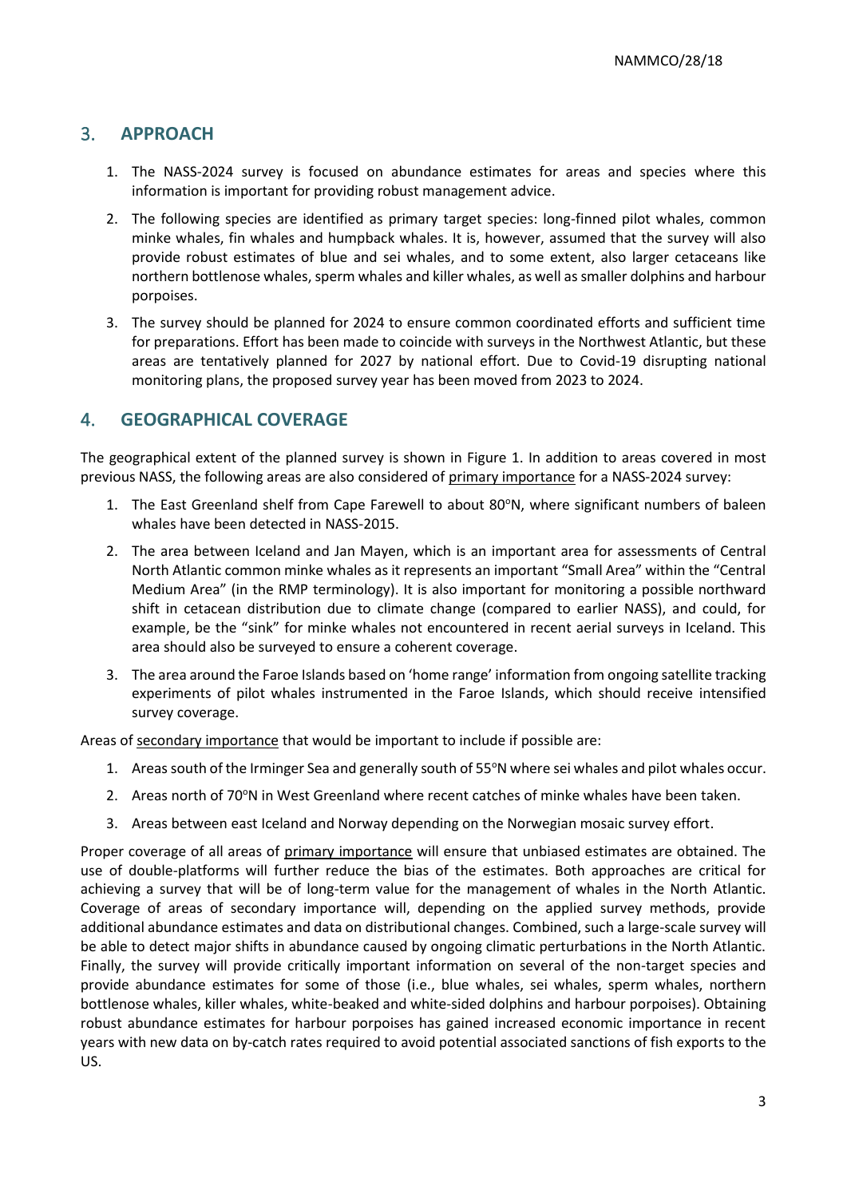## 3. APPROACH

1. The NASS-2024 survey is focused on abundance estimates for areas and species where this information is important for providing robust management advice.
2. The following species are identified as primary target species: long-finned pilot whales, common minke whales, fin whales and humpback whales. It is, however, assumed that the survey will also provide robust estimates of blue and sei whales, and to some extent, also larger cetaceans like northern bottlenose whales, sperm whales and killer whales, as well as smaller dolphins and harbour porpoises.
3. The survey should be planned for 2024 to ensure common coordinated efforts and sufficient time for preparations. Effort has been made to coincide with surveys in the Northwest Atlantic, but these areas are tentatively planned for 2027 by national effort. Due to Covid-19 disrupting national monitoring plans, the proposed survey year has been moved from 2023 to 2024.

## 4. GEOGRAPHICAL COVERAGE

The geographical extent of the planned survey is shown in Figure 1. In addition to areas covered in most previous NASS, the following areas are also considered of <u>primary importance</u> for a NASS-2024 survey:

1. The East Greenland shelf from Cape Farewell to about 80°N, where significant numbers of baleen whales have been detected in NASS-2015.
2. The area between Iceland and Jan Mayen, which is an important area for assessments of Central North Atlantic common minke whales as it represents an important "Small Area" within the "Central Medium Area" (in the RMP terminology). It is also important for monitoring a possible northward shift in cetacean distribution due to climate change (compared to earlier NASS), and could, for example, be the "sink" for minke whales not encountered in recent aerial surveys in Iceland. This area should also be surveyed to ensure a coherent coverage.
3. The area around the Faroe Islands based on 'home range' information from ongoing satellite tracking experiments of pilot whales instrumented in the Faroe Islands, which should receive intensified survey coverage.

Areas of <u>secondary importance</u> that would be important to include if possible are:

1. Areas south of the Irminger Sea and generally south of 55°N where sei whales and pilot whales occur.
2. Areas north of 70°N in West Greenland where recent catches of minke whales have been taken.
3. Areas between east Iceland and Norway depending on the Norwegian mosaic survey effort.

Proper coverage of all areas of <u>primary importance</u> will ensure that unbiased estimates are obtained. The use of double-platforms will further reduce the bias of the estimates. Both approaches are critical for achieving a survey that will be of long-term value for the management of whales in the North Atlantic. Coverage of areas of secondary importance will, depending on the applied survey methods, provide additional abundance estimates and data on distributional changes. Combined, such a large-scale survey will be able to detect major shifts in abundance caused by ongoing climatic perturbations in the North Atlantic. Finally, the survey will provide critically important information on several of the non-target species and provide abundance estimates for some of those (i.e., blue whales, sei whales, sperm whales, northern bottlenose whales, killer whales, white-beaked and white-sided dolphins and harbour porpoises). Obtaining robust abundance estimates for harbour porpoises has gained increased economic importance in recent years with new data on by-catch rates required to avoid potential associated sanctions of fish exports to the US.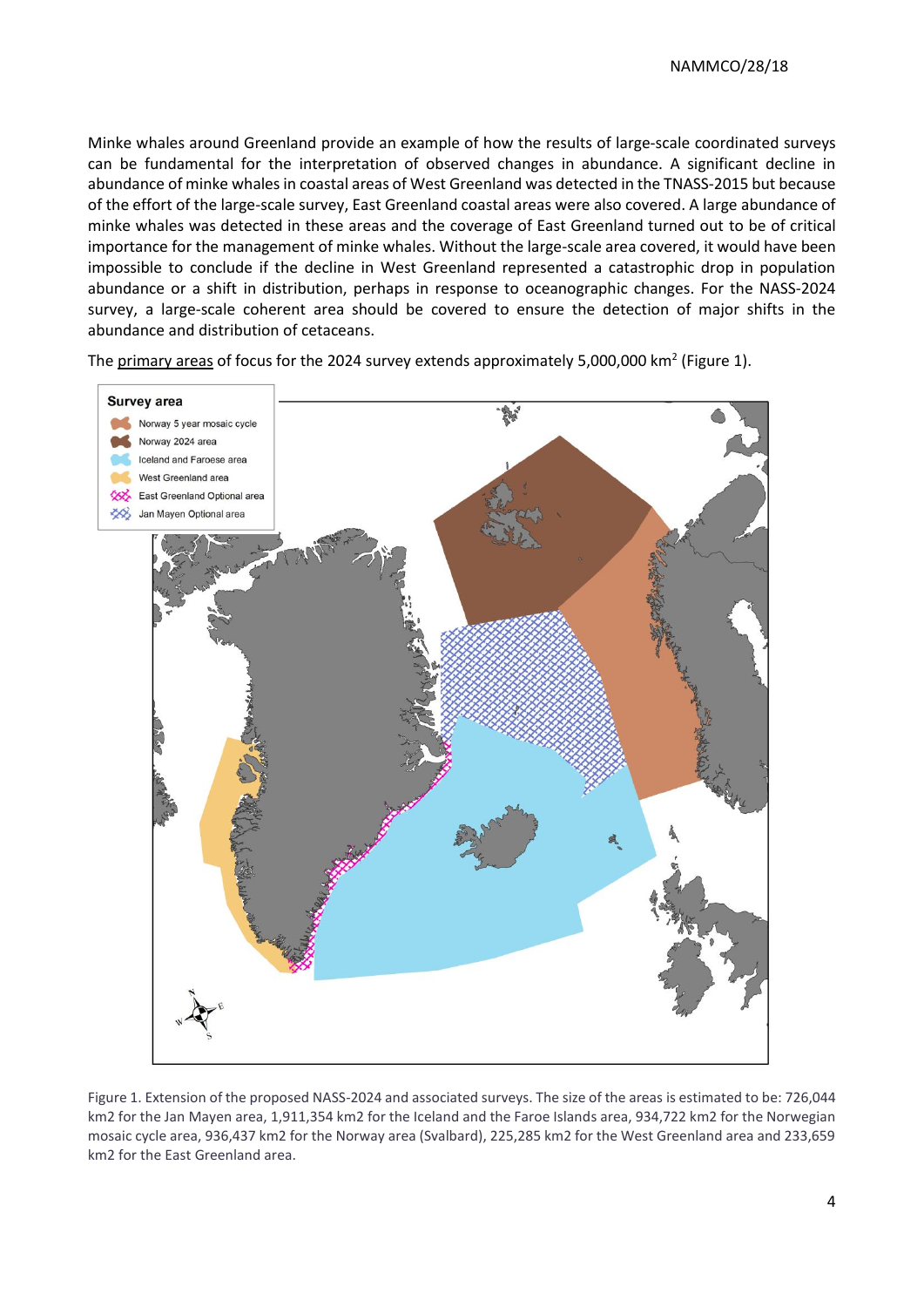Minke whales around Greenland provide an example of how the results of large-scale coordinated surveys can be fundamental for the interpretation of observed changes in abundance. A significant decline in abundance of minke whales in coastal areas of West Greenland was detected in the TNASS-2015 but because of the effort of the large-scale survey, East Greenland coastal areas were also covered. A large abundance of minke whales was detected in these areas and the coverage of East Greenland turned out to be of critical importance for the management of minke whales. Without the large-scale area covered, it would have been impossible to conclude if the decline in West Greenland represented a catastrophic drop in population abundance or a shift in distribution, perhaps in response to oceanographic changes. For the NASS-2024 survey, a large-scale coherent area should be covered to ensure the detection of major shifts in the abundance and distribution of cetaceans.

The primary areas of focus for the 2024 survey extends approximately 5,000,000 km$^2$ (Figure 1).

Figure 1. Extension of the proposed NASS-2024 and associated surveys. The size of the areas is estimated to be: 726,044 km2 for the Jan Mayen area, 1,911,354 km2 for the Iceland and the Faroe Islands area, 934,722 km2 for the Norwegian mosaic cycle area, 936,437 km2 for the Norway area (Svalbard), 225,285 km2 for the West Greenland area and 233,659 km2 for the East Greenland area.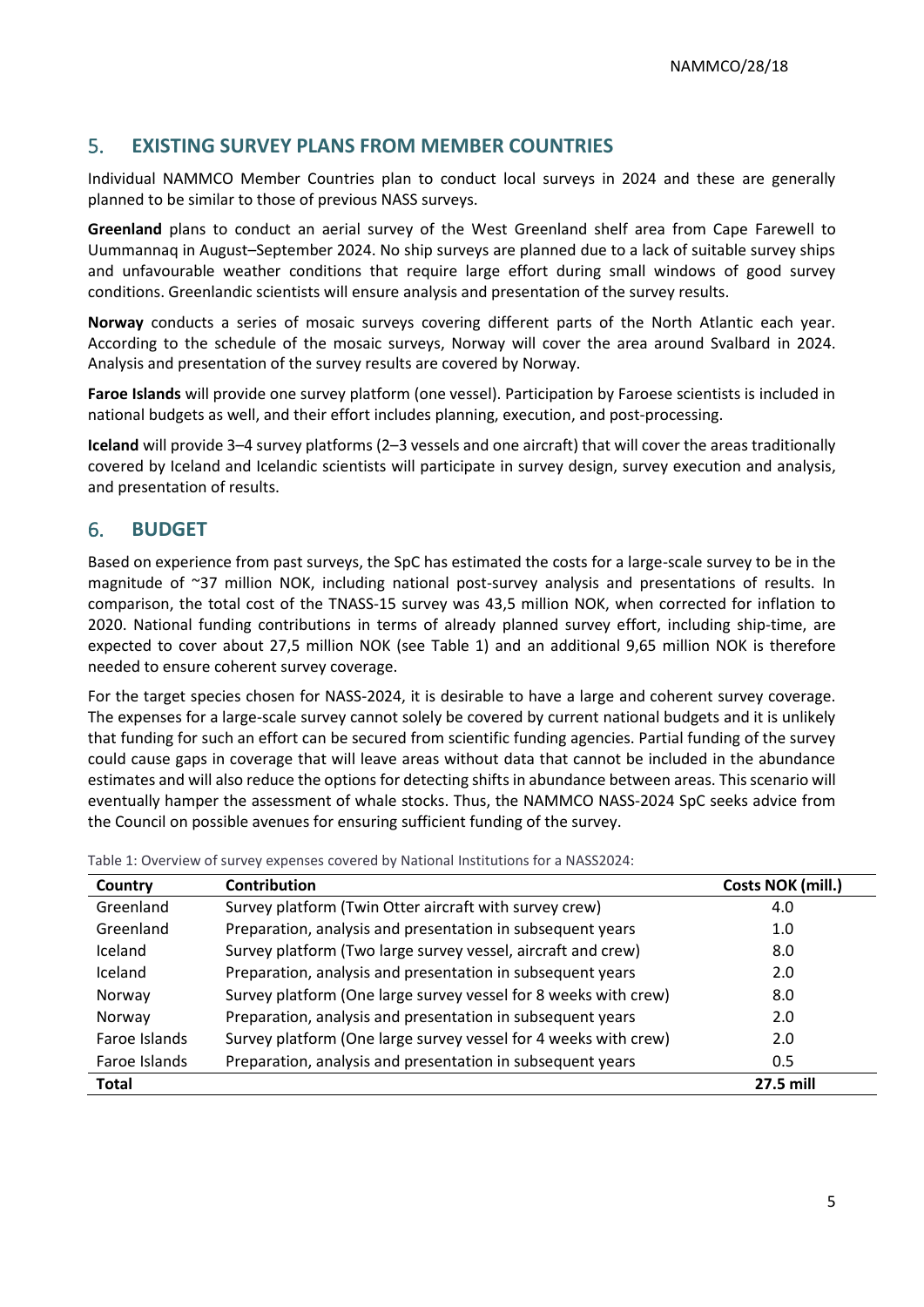## 5. EXISTING SURVEY PLANS FROM MEMBER COUNTRIES

Individual NAMMCO Member Countries plan to conduct local surveys in 2024 and these are generally planned to be similar to those of previous NASS surveys.

**Greenland** plans to conduct an aerial survey of the West Greenland shelf area from Cape Farewell to Uummannaq in August–September 2024. No ship surveys are planned due to a lack of suitable survey ships and unfavourable weather conditions that require large effort during small windows of good survey conditions. Greenlandic scientists will ensure analysis and presentation of the survey results.

**Norway** conducts a series of mosaic surveys covering different parts of the North Atlantic each year. According to the schedule of the mosaic surveys, Norway will cover the area around Svalbard in 2024. Analysis and presentation of the survey results are covered by Norway.

**Faroe Islands** will provide one survey platform (one vessel). Participation by Faroese scientists is included in national budgets as well, and their effort includes planning, execution, and post-processing.

**Iceland** will provide 3–4 survey platforms (2–3 vessels and one aircraft) that will cover the areas traditionally covered by Iceland and Icelandic scientists will participate in survey design, survey execution and analysis, and presentation of results.

## 6. BUDGET

Based on experience from past surveys, the SpC has estimated the costs for a large-scale survey to be in the magnitude of ~37 million NOK, including national post-survey analysis and presentations of results. In comparison, the total cost of the TNASS-15 survey was 43,5 million NOK, when corrected for inflation to 2020. National funding contributions in terms of already planned survey effort, including ship-time, are expected to cover about 27,5 million NOK (see Table 1) and an additional 9,65 million NOK is therefore needed to ensure coherent survey coverage.

For the target species chosen for NASS-2024, it is desirable to have a large and coherent survey coverage. The expenses for a large-scale survey cannot solely be covered by current national budgets and it is unlikely that funding for such an effort can be secured from scientific funding agencies. Partial funding of the survey could cause gaps in coverage that will leave areas without data that cannot be included in the abundance estimates and will also reduce the options for detecting shifts in abundance between areas. This scenario will eventually hamper the assessment of whale stocks. Thus, the NAMMCO NASS-2024 SpC seeks advice from the Council on possible avenues for ensuring sufficient funding of the survey.

Table 1: Overview of survey expenses covered by National Institutions for a NASS2024:

| Country | Contribution | Costs NOK (mill.) |
|---|---|---|
| Greenland | Survey platform (Twin Otter aircraft with survey crew) | 4.0 |
| Greenland | Preparation, analysis and presentation in subsequent years | 1.0 |
| Iceland | Survey platform (Two large survey vessel, aircraft and crew) | 8.0 |
| Iceland | Preparation, analysis and presentation in subsequent years | 2.0 |
| Norway | Survey platform (One large survey vessel for 8 weeks with crew) | 8.0 |
| Norway | Preparation, analysis and presentation in subsequent years | 2.0 |
| Faroe Islands | Survey platform (One large survey vessel for 4 weeks with crew) | 2.0 |
| Faroe Islands | Preparation, analysis and presentation in subsequent years | 0.5 |
| **Total** | | **27.5 mill** |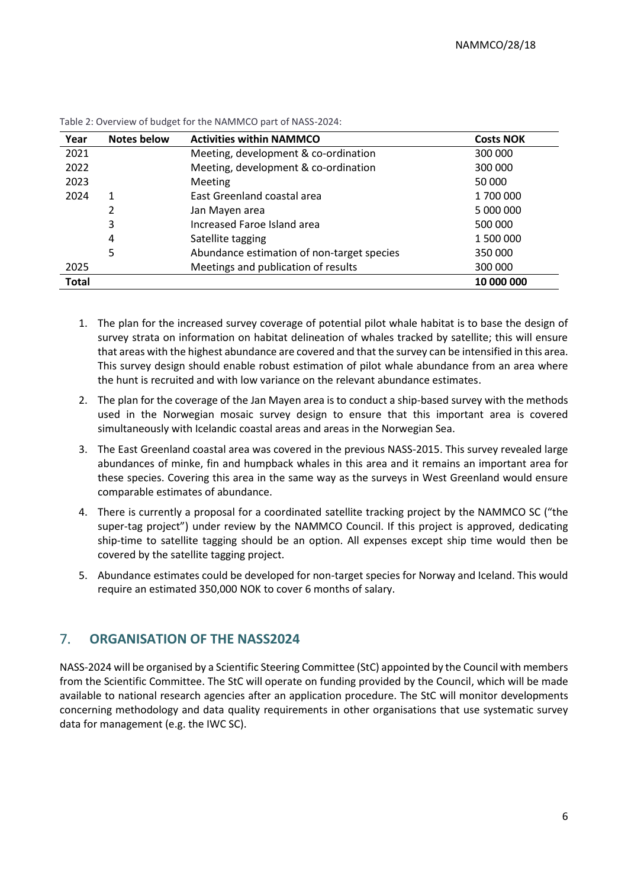Table 2: Overview of budget for the NAMMCO part of NASS-2024:

| Year | Notes below | Activities within NAMMCO | Costs NOK |
|---|---|---|---|
| 2021 | | Meeting, development & co-ordination | 300 000 |
| 2022 | | Meeting, development & co-ordination | 300 000 |
| 2023 | | Meeting | 50 000 |
| 2024 | 1 | East Greenland coastal area | 1 700 000 |
| | 2 | Jan Mayen area | 5 000 000 |
| | 3 | Increased Faroe Island area | 500 000 |
| | 4 | Satellite tagging | 1 500 000 |
| | 5 | Abundance estimation of non-target species | 350 000 |
| 2025 | | Meetings and publication of results | 300 000 |
| **Total** | | | **10 000 000** |

1. The plan for the increased survey coverage of potential pilot whale habitat is to base the design of survey strata on information on habitat delineation of whales tracked by satellite; this will ensure that areas with the highest abundance are covered and that the survey can be intensified in this area. This survey design should enable robust estimation of pilot whale abundance from an area where the hunt is recruited and with low variance on the relevant abundance estimates.
2. The plan for the coverage of the Jan Mayen area is to conduct a ship-based survey with the methods used in the Norwegian mosaic survey design to ensure that this important area is covered simultaneously with Icelandic coastal areas and areas in the Norwegian Sea.
3. The East Greenland coastal area was covered in the previous NASS-2015. This survey revealed large abundances of minke, fin and humpback whales in this area and it remains an important area for these species. Covering this area in the same way as the surveys in West Greenland would ensure comparable estimates of abundance.
4. There is currently a proposal for a coordinated satellite tracking project by the NAMMCO SC ("the super-tag project") under review by the NAMMCO Council. If this project is approved, dedicating ship-time to satellite tagging should be an option. All expenses except ship time would then be covered by the satellite tagging project.
5. Abundance estimates could be developed for non-target species for Norway and Iceland. This would require an estimated 350,000 NOK to cover 6 months of salary.

## 7. ORGANISATION OF THE NASS2024

NASS-2024 will be organised by a Scientific Steering Committee (StC) appointed by the Council with members from the Scientific Committee. The StC will operate on funding provided by the Council, which will be made available to national research agencies after an application procedure. The StC will monitor developments concerning methodology and data quality requirements in other organisations that use systematic survey data for management (e.g. the IWC SC).